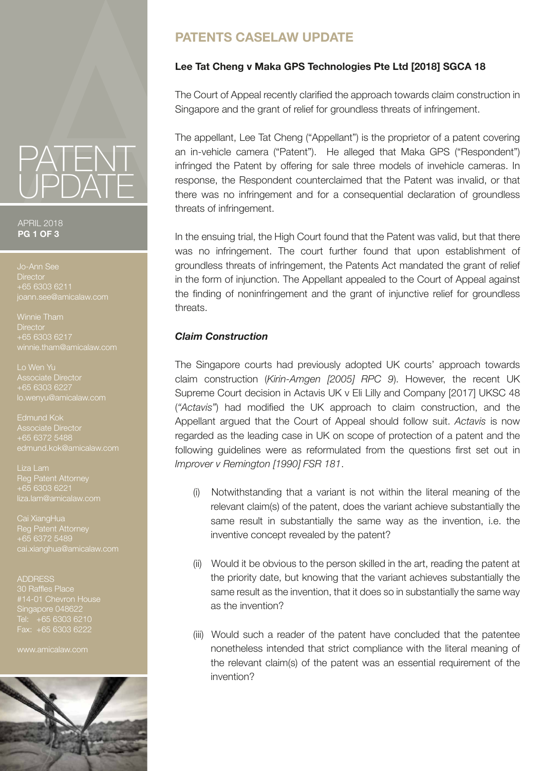# PATENT UPDATE

APRIL 2018

Jo-Ann See
Director
+65 6303 6211
joann.see@amicalaw.com

Winnie Tham
Director
+65 6303 6217
winnie.tham@amicalaw.com

Lo Wen Yu
Associate Director
+65 6303 6227
lo.wenyu@amicalaw.com

Edmund Kok
Associate Director
+65 6372 5488
edmund.kok@amicalaw.com

Liza Lam
Reg Patent Attorney
+65 6303 6221
liza.lam@amicalaw.com

Cai XiangHua
Reg Patent Attorney
+65 6372 5489
cai.xianghua@amicalaw.com

ADDRESS
30 Raffles Place
#14-01 Chevron House
Singapore 048622
Tel: +65 6303 6210
Fax: +65 6303 6222

www.amicalaw.com

## PATENTS CASELAW UPDATE

### Lee Tat Cheng v Maka GPS Technologies Pte Ltd [2018] SGCA 18

The Court of Appeal recently clarified the approach towards claim construction in Singapore and the grant of relief for groundless threats of infringement.

The appellant, Lee Tat Cheng ("Appellant") is the proprietor of a patent covering an in-vehicle camera ("Patent"). He alleged that Maka GPS ("Respondent") infringed the Patent by offering for sale three models of invehicle cameras. In response, the Respondent counterclaimed that the Patent was invalid, or that there was no infringement and for a consequential declaration of groundless threats of infringement.

In the ensuing trial, the High Court found that the Patent was valid, but that there was no infringement. The court further found that upon establishment of groundless threats of infringement, the Patents Act mandated the grant of relief in the form of injunction. The Appellant appealed to the Court of Appeal against the finding of noninfringement and the grant of injunctive relief for groundless threats.

### *Claim Construction*

The Singapore courts had previously adopted UK courts' approach towards claim construction (*Kirin-Amgen [2005] RPC 9*). However, the recent UK Supreme Court decision in Actavis UK v Eli Lilly and Company [2017] UKSC 48 (*"Actavis"*) had modified the UK approach to claim construction, and the Appellant argued that the Court of Appeal should follow suit. *Actavis* is now regarded as the leading case in UK on scope of protection of a patent and the following guidelines were as reformulated from the questions first set out in *Improver v Remington [1990] FSR 181*.

(i) Notwithstanding that a variant is not within the literal meaning of the relevant claim(s) of the patent, does the variant achieve substantially the same result in substantially the same way as the invention, i.e. the inventive concept revealed by the patent?

(ii) Would it be obvious to the person skilled in the art, reading the patent at the priority date, but knowing that the variant achieves substantially the same result as the invention, that it does so in substantially the same way as the invention?

(iii) Would such a reader of the patent have concluded that the patentee nonetheless intended that strict compliance with the literal meaning of the relevant claim(s) of the patent was an essential requirement of the invention?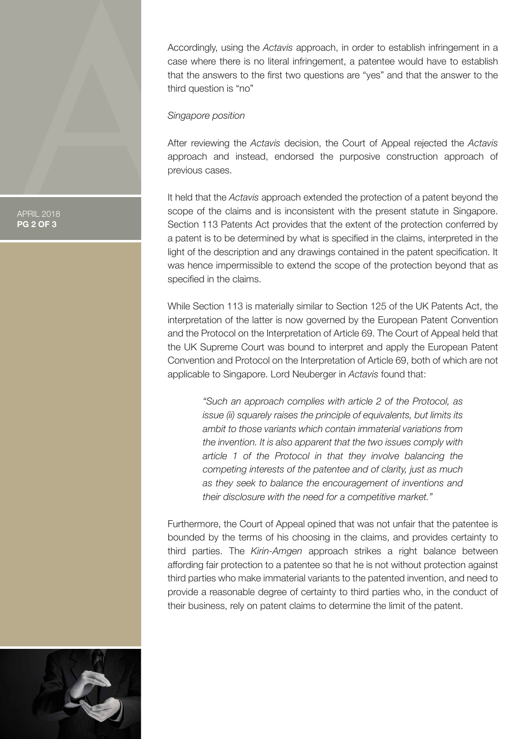Accordingly, using the *Actavis* approach, in order to establish infringement in a case where there is no literal infringement, a patentee would have to establish that the answers to the first two questions are "yes" and that the answer to the third question is "no"

*Singapore position*

After reviewing the *Actavis* decision, the Court of Appeal rejected the *Actavis* approach and instead, endorsed the purposive construction approach of previous cases.

It held that the *Actavis* approach extended the protection of a patent beyond the scope of the claims and is inconsistent with the present statute in Singapore. Section 113 Patents Act provides that the extent of the protection conferred by a patent is to be determined by what is specified in the claims, interpreted in the light of the description and any drawings contained in the patent specification. It was hence impermissible to extend the scope of the protection beyond that as specified in the claims.

While Section 113 is materially similar to Section 125 of the UK Patents Act, the interpretation of the latter is now governed by the European Patent Convention and the Protocol on the Interpretation of Article 69. The Court of Appeal held that the UK Supreme Court was bound to interpret and apply the European Patent Convention and Protocol on the Interpretation of Article 69, both of which are not applicable to Singapore. Lord Neuberger in *Actavis* found that:

> *"Such an approach complies with article 2 of the Protocol, as issue (ii) squarely raises the principle of equivalents, but limits its ambit to those variants which contain immaterial variations from the invention. It is also apparent that the two issues comply with article 1 of the Protocol in that they involve balancing the competing interests of the patentee and of clarity, just as much as they seek to balance the encouragement of inventions and their disclosure with the need for a competitive market."*

Furthermore, the Court of Appeal opined that was not unfair that the patentee is bounded by the terms of his choosing in the claims, and provides certainty to third parties. The *Kirin-Amgen* approach strikes a right balance between affording fair protection to a patentee so that he is not without protection against third parties who make immaterial variants to the patented invention, and need to provide a reasonable degree of certainty to third parties who, in the conduct of their business, rely on patent claims to determine the limit of the patent.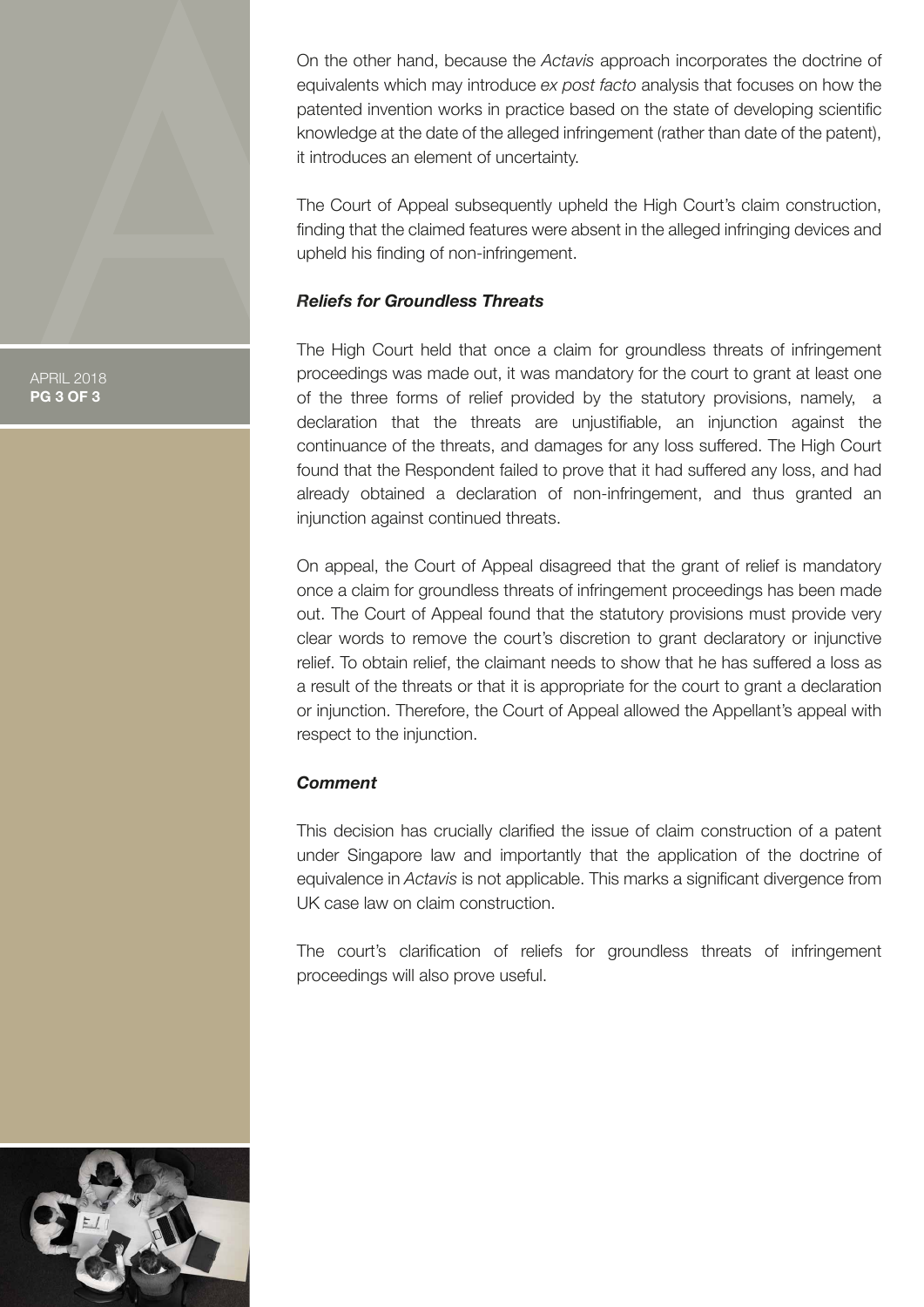On the other hand, because the *Actavis* approach incorporates the doctrine of equivalents which may introduce *ex post facto* analysis that focuses on how the patented invention works in practice based on the state of developing scientific knowledge at the date of the alleged infringement (rather than date of the patent), it introduces an element of uncertainty.

The Court of Appeal subsequently upheld the High Court's claim construction, finding that the claimed features were absent in the alleged infringing devices and upheld his finding of non-infringement.

### *Reliefs for Groundless Threats*

The High Court held that once a claim for groundless threats of infringement proceedings was made out, it was mandatory for the court to grant at least one of the three forms of relief provided by the statutory provisions, namely, a declaration that the threats are unjustifiable, an injunction against the continuance of the threats, and damages for any loss suffered. The High Court found that the Respondent failed to prove that it had suffered any loss, and had already obtained a declaration of non-infringement, and thus granted an injunction against continued threats.

On appeal, the Court of Appeal disagreed that the grant of relief is mandatory once a claim for groundless threats of infringement proceedings has been made out. The Court of Appeal found that the statutory provisions must provide very clear words to remove the court's discretion to grant declaratory or injunctive relief. To obtain relief, the claimant needs to show that he has suffered a loss as a result of the threats or that it is appropriate for the court to grant a declaration or injunction. Therefore, the Court of Appeal allowed the Appellant's appeal with respect to the injunction.

### *Comment*

This decision has crucially clarified the issue of claim construction of a patent under Singapore law and importantly that the application of the doctrine of equivalence in *Actavis* is not applicable. This marks a significant divergence from UK case law on claim construction.

The court's clarification of reliefs for groundless threats of infringement proceedings will also prove useful.